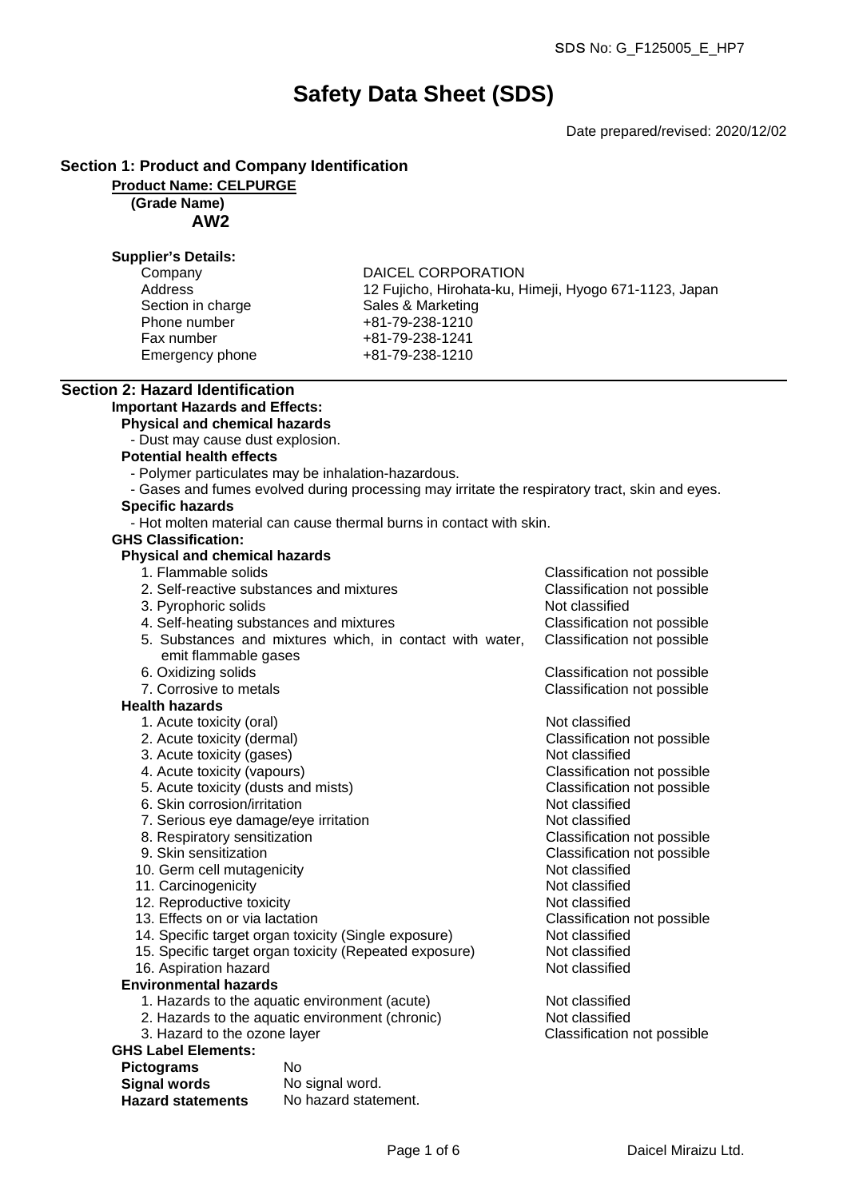SDS No: G_F125005_E_HP7

# Safety Data Sheet (SDS)

Date prepared/revised: 2020/12/02

## Section 1: Product and Company Identification

**Product Name: CELPURGE**

**(Grade Name)**

**AW2**

**Supplier's Details:**

| | |
|---|---|
| Company | DAICEL CORPORATION |
| Address | 12 Fujicho, Hirohata-ku, Himeji, Hyogo 671-1123, Japan |
| Section in charge | Sales & Marketing |
| Phone number | +81-79-238-1210 |
| Fax number | +81-79-238-1241 |
| Emergency phone | +81-79-238-1210 |

## Section 2: Hazard Identification

**Important Hazards and Effects:**

**Physical and chemical hazards**

- Dust may cause dust explosion.

**Potential health effects**

- Polymer particulates may be inhalation-hazardous.
- Gases and fumes evolved during processing may irritate the respiratory tract, skin and eyes.

**Specific hazards**

- Hot molten material can cause thermal burns in contact with skin.

**GHS Classification:**

**Physical and chemical hazards**

| | |
|---|---|
| 1. Flammable solids | Classification not possible |
| 2. Self-reactive substances and mixtures | Classification not possible |
| 3. Pyrophoric solids | Not classified |
| 4. Self-heating substances and mixtures | Classification not possible |
| 5. Substances and mixtures which, in contact with water, emit flammable gases | Classification not possible |
| 6. Oxidizing solids | Classification not possible |
| 7. Corrosive to metals | Classification not possible |

**Health hazards**

| | |
|---|---|
| 1. Acute toxicity (oral) | Not classified |
| 2. Acute toxicity (dermal) | Classification not possible |
| 3. Acute toxicity (gases) | Not classified |
| 4. Acute toxicity (vapours) | Classification not possible |
| 5. Acute toxicity (dusts and mists) | Classification not possible |
| 6. Skin corrosion/irritation | Not classified |
| 7. Serious eye damage/eye irritation | Not classified |
| 8. Respiratory sensitization | Classification not possible |
| 9. Skin sensitization | Classification not possible |
| 10. Germ cell mutagenicity | Not classified |
| 11. Carcinogenicity | Not classified |
| 12. Reproductive toxicity | Not classified |
| 13. Effects on or via lactation | Classification not possible |
| 14. Specific target organ toxicity (Single exposure) | Not classified |
| 15. Specific target organ toxicity (Repeated exposure) | Not classified |
| 16. Aspiration hazard | Not classified |

**Environmental hazards**

| | |
|---|---|
| 1. Hazards to the aquatic environment (acute) | Not classified |
| 2. Hazards to the aquatic environment (chronic) | Not classified |
| 3. Hazard to the ozone layer | Classification not possible |

**GHS Label Elements:**

| | |
|---|---|
| **Pictograms** | No |
| **Signal words** | No signal word. |
| **Hazard statements** | No hazard statement. |

Daicel Miraizu Ltd.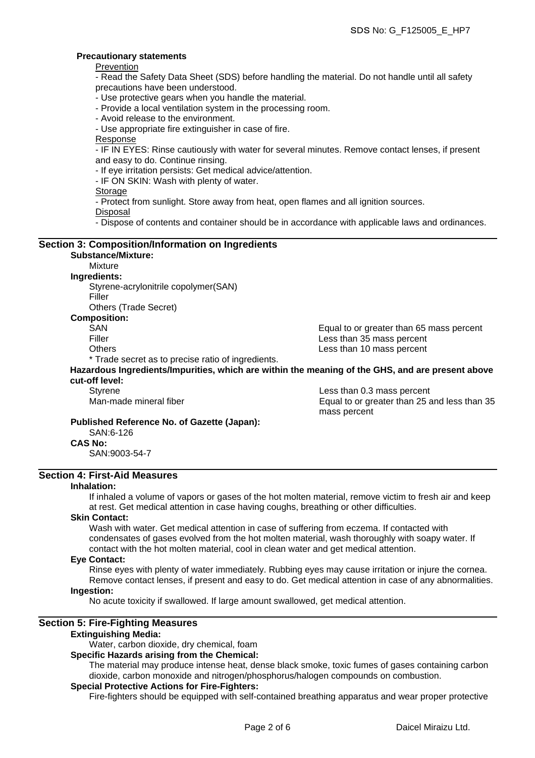**Precautionary statements**

Prevention

- Read the Safety Data Sheet (SDS) before handling the material. Do not handle until all safety precautions have been understood.
- Use protective gears when you handle the material.
- Provide a local ventilation system in the processing room.
- Avoid release to the environment.
- Use appropriate fire extinguisher in case of fire.

Response

- IF IN EYES: Rinse cautiously with water for several minutes. Remove contact lenses, if present and easy to do. Continue rinsing.
- If eye irritation persists: Get medical advice/attention.
- IF ON SKIN: Wash with plenty of water.

Storage

- Protect from sunlight. Store away from heat, open flames and all ignition sources.

Disposal

- Dispose of contents and container should be in accordance with applicable laws and ordinances.

## Section 3: Composition/Information on Ingredients

**Substance/Mixture:**

Mixture

**Ingredients:**

Styrene-acrylonitrile copolymer(SAN)
Filler
Others (Trade Secret)

**Composition:**

| | |
|---|---|
| SAN | Equal to or greater than 65 mass percent |
| Filler | Less than 35 mass percent |
| Others | Less than 10 mass percent |

\* Trade secret as to precise ratio of ingredients.

**Hazardous Ingredients/Impurities, which are within the meaning of the GHS, and are present above cut-off level:**

| | |
|---|---|
| Styrene | Less than 0.3 mass percent |
| Man-made mineral fiber | Equal to or greater than 25 and less than 35 mass percent |

**Published Reference No. of Gazette (Japan):**

SAN:6-126

**CAS No:**

SAN:9003-54-7

## Section 4: First-Aid Measures

**Inhalation:**

If inhaled a volume of vapors or gases of the hot molten material, remove victim to fresh air and keep at rest. Get medical attention in case having coughs, breathing or other difficulties.

**Skin Contact:**

Wash with water. Get medical attention in case of suffering from eczema. If contacted with condensates of gases evolved from the hot molten material, wash thoroughly with soapy water. If contact with the hot molten material, cool in clean water and get medical attention.

**Eye Contact:**

Rinse eyes with plenty of water immediately. Rubbing eyes may cause irritation or injure the cornea. Remove contact lenses, if present and easy to do. Get medical attention in case of any abnormalities.

**Ingestion:**

No acute toxicity if swallowed. If large amount swallowed, get medical attention.

## Section 5: Fire-Fighting Measures

**Extinguishing Media:**

Water, carbon dioxide, dry chemical, foam

**Specific Hazards arising from the Chemical:**

The material may produce intense heat, dense black smoke, toxic fumes of gases containing carbon dioxide, carbon monoxide and nitrogen/phosphorus/halogen compounds on combustion.

**Special Protective Actions for Fire-Fighters:**

Fire-fighters should be equipped with self-contained breathing apparatus and wear proper protective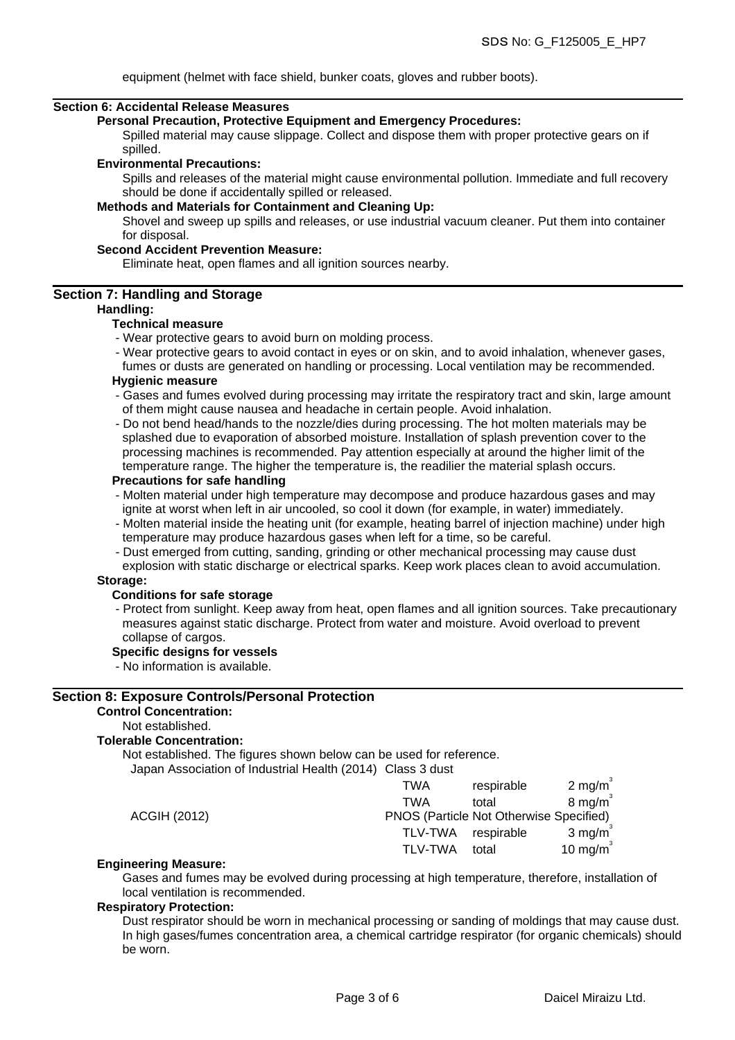equipment (helmet with face shield, bunker coats, gloves and rubber boots).

## Section 6: Accidental Release Measures

**Personal Precaution, Protective Equipment and Emergency Procedures:**

Spilled material may cause slippage. Collect and dispose them with proper protective gears on if spilled.

**Environmental Precautions:**

Spills and releases of the material might cause environmental pollution. Immediate and full recovery should be done if accidentally spilled or released.

**Methods and Materials for Containment and Cleaning Up:**

Shovel and sweep up spills and releases, or use industrial vacuum cleaner. Put them into container for disposal.

**Second Accident Prevention Measure:**

Eliminate heat, open flames and all ignition sources nearby.

## Section 7: Handling and Storage

**Handling:**

**Technical measure**

- Wear protective gears to avoid burn on molding process.
- Wear protective gears to avoid contact in eyes or on skin, and to avoid inhalation, whenever gases, fumes or dusts are generated on handling or processing. Local ventilation may be recommended.

**Hygienic measure**

- Gases and fumes evolved during processing may irritate the respiratory tract and skin, large amount of them might cause nausea and headache in certain people. Avoid inhalation.
- Do not bend head/hands to the nozzle/dies during processing. The hot molten materials may be splashed due to evaporation of absorbed moisture. Installation of splash prevention cover to the processing machines is recommended. Pay attention especially at around the higher limit of the temperature range. The higher the temperature is, the readilier the material splash occurs.

**Precautions for safe handling**

- Molten material under high temperature may decompose and produce hazardous gases and may ignite at worst when left in air uncooled, so cool it down (for example, in water) immediately.
- Molten material inside the heating unit (for example, heating barrel of injection machine) under high temperature may produce hazardous gases when left for a time, so be careful.
- Dust emerged from cutting, sanding, grinding or other mechanical processing may cause dust explosion with static discharge or electrical sparks. Keep work places clean to avoid accumulation.

**Storage:**

**Conditions for safe storage**

- Protect from sunlight. Keep away from heat, open flames and all ignition sources. Take precautionary measures against static discharge. Protect from water and moisture. Avoid overload to prevent collapse of cargos.

**Specific designs for vessels**

- No information is available.

## Section 8: Exposure Controls/Personal Protection

**Control Concentration:**

Not established.

**Tolerable Concentration:**

Not established. The figures shown below can be used for reference.

| Source | Type | Fraction | Value |
|---|---|---|---|
| Japan Association of Industrial Health (2014) | Class 3 dust | | |
| | TWA | respirable | 2 $mg/m^3$ |
| | TWA | total | 8 $mg/m^3$ |
| ACGIH (2012) | PNOS (Particle Not Otherwise Specified) | | |
| | TLV-TWA | respirable | 3 $mg/m^3$ |
| | TLV-TWA | total | 10 $mg/m^3$ |

**Engineering Measure:**

Gases and fumes may be evolved during processing at high temperature, therefore, installation of local ventilation is recommended.

**Respiratory Protection:**

Dust respirator should be worn in mechanical processing or sanding of moldings that may cause dust. In high gases/fumes concentration area, a chemical cartridge respirator (for organic chemicals) should be worn.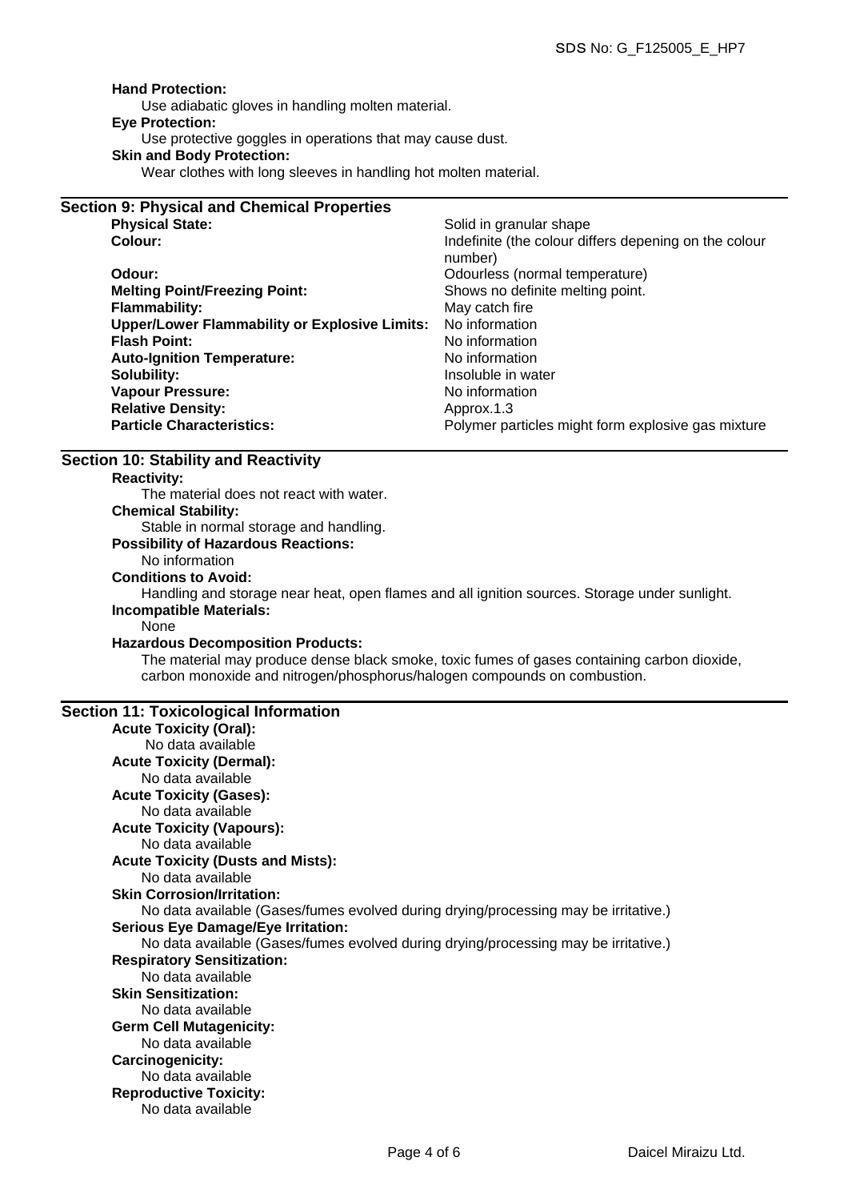**Hand Protection:**

Use adiabatic gloves in handling molten material.

**Eye Protection:**

Use protective goggles in operations that may cause dust.

**Skin and Body Protection:**

Wear clothes with long sleeves in handling hot molten material.

## Section 9: Physical and Chemical Properties

| | |
|---|---|
| **Physical State:** | Solid in granular shape |
| **Colour:** | Indefinite (the colour differs depening on the colour number) |
| **Odour:** | Odourless (normal temperature) |
| **Melting Point/Freezing Point:** | Shows no definite melting point. |
| **Flammability:** | May catch fire |
| **Upper/Lower Flammability or Explosive Limits:** | No information |
| **Flash Point:** | No information |
| **Auto-Ignition Temperature:** | No information |
| **Solubility:** | Insoluble in water |
| **Vapour Pressure:** | No information |
| **Relative Density:** | Approx.1.3 |
| **Particle Characteristics:** | Polymer particles might form explosive gas mixture |

## Section 10: Stability and Reactivity

**Reactivity:**

The material does not react with water.

**Chemical Stability:**

Stable in normal storage and handling.

**Possibility of Hazardous Reactions:**

No information

**Conditions to Avoid:**

Handling and storage near heat, open flames and all ignition sources. Storage under sunlight.

**Incompatible Materials:**

None

**Hazardous Decomposition Products:**

The material may produce dense black smoke, toxic fumes of gases containing carbon dioxide, carbon monoxide and nitrogen/phosphorus/halogen compounds on combustion.

## Section 11: Toxicological Information

**Acute Toxicity (Oral):**

No data available

**Acute Toxicity (Dermal):**

No data available

**Acute Toxicity (Gases):**

No data available

**Acute Toxicity (Vapours):**

No data available

**Acute Toxicity (Dusts and Mists):**

No data available

**Skin Corrosion/Irritation:**

No data available (Gases/fumes evolved during drying/processing may be irritative.)

**Serious Eye Damage/Eye Irritation:**

No data available (Gases/fumes evolved during drying/processing may be irritative.)

**Respiratory Sensitization:**

No data available

**Skin Sensitization:**

No data available

**Germ Cell Mutagenicity:**

No data available

**Carcinogenicity:**

No data available

**Reproductive Toxicity:**

No data available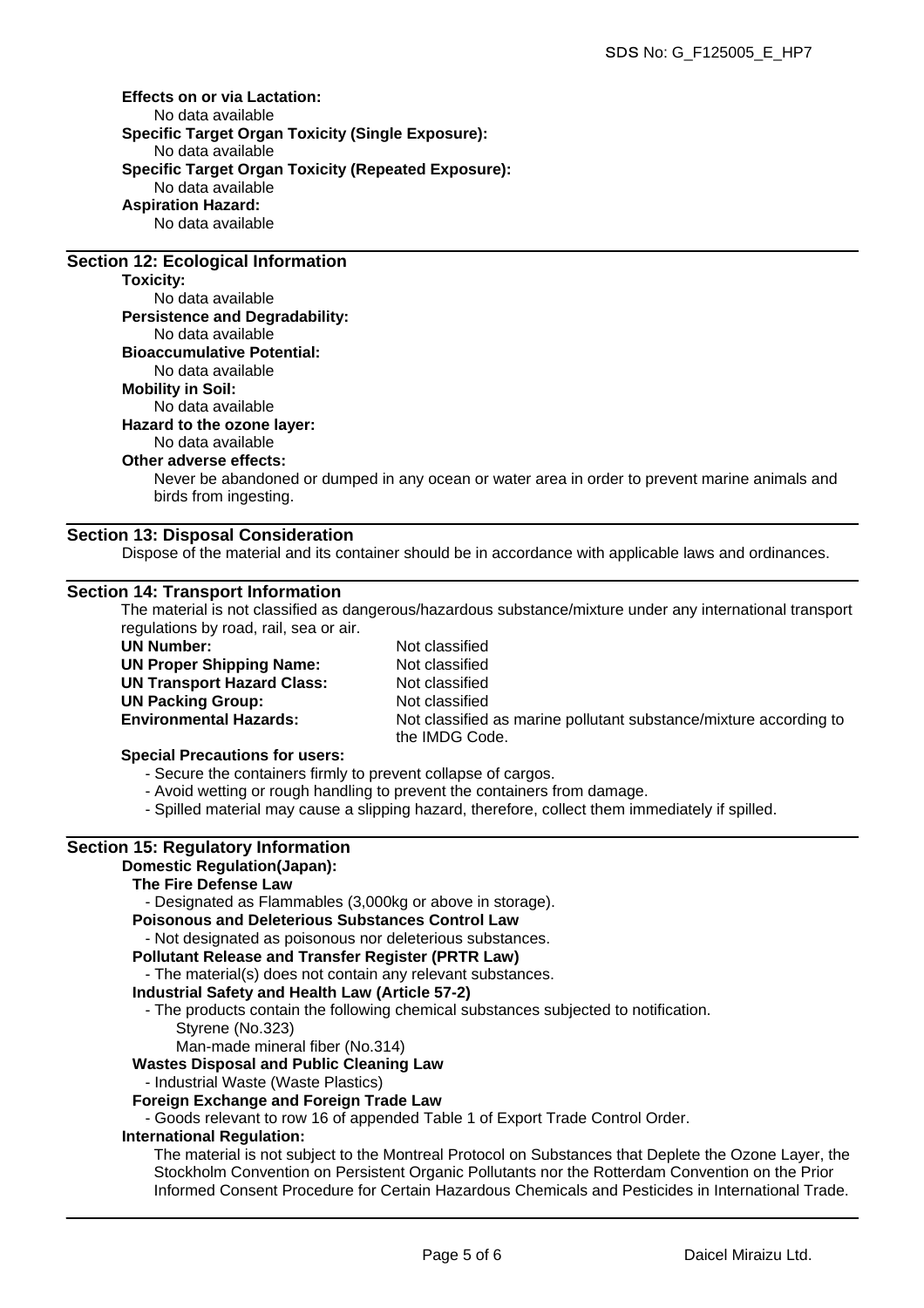**Effects on or via Lactation:**
No data available

**Specific Target Organ Toxicity (Single Exposure):**
No data available

**Specific Target Organ Toxicity (Repeated Exposure):**
No data available

**Aspiration Hazard:**
No data available

## Section 12: Ecological Information

**Toxicity:**
No data available

**Persistence and Degradability:**
No data available

**Bioaccumulative Potential:**
No data available

**Mobility in Soil:**
No data available

**Hazard to the ozone layer:**
No data available

**Other adverse effects:**
Never be abandoned or dumped in any ocean or water area in order to prevent marine animals and birds from ingesting.

## Section 13: Disposal Consideration

Dispose of the material and its container should be in accordance with applicable laws and ordinances.

## Section 14: Transport Information

The material is not classified as dangerous/hazardous substance/mixture under any international transport regulations by road, rail, sea or air.

| | |
|---|---|
| **UN Number:** | Not classified |
| **UN Proper Shipping Name:** | Not classified |
| **UN Transport Hazard Class:** | Not classified |
| **UN Packing Group:** | Not classified |
| **Environmental Hazards:** | Not classified as marine pollutant substance/mixture according to the IMDG Code. |

**Special Precautions for users:**

- Secure the containers firmly to prevent collapse of cargos.
- Avoid wetting or rough handling to prevent the containers from damage.
- Spilled material may cause a slipping hazard, therefore, collect them immediately if spilled.

## Section 15: Regulatory Information

**Domestic Regulation(Japan):**

**The Fire Defense Law**
- Designated as Flammables (3,000kg or above in storage).

**Poisonous and Deleterious Substances Control Law**
- Not designated as poisonous nor deleterious substances.

**Pollutant Release and Transfer Register (PRTR Law)**
- The material(s) does not contain any relevant substances.

**Industrial Safety and Health Law (Article 57-2)**
- The products contain the following chemical substances subjected to notification.
  Styrene (No.323)
  Man-made mineral fiber (No.314)

**Wastes Disposal and Public Cleaning Law**
- Industrial Waste (Waste Plastics)

**Foreign Exchange and Foreign Trade Law**
- Goods relevant to row 16 of appended Table 1 of Export Trade Control Order.

**International Regulation:**
The material is not subject to the Montreal Protocol on Substances that Deplete the Ozone Layer, the Stockholm Convention on Persistent Organic Pollutants nor the Rotterdam Convention on the Prior Informed Consent Procedure for Certain Hazardous Chemicals and Pesticides in International Trade.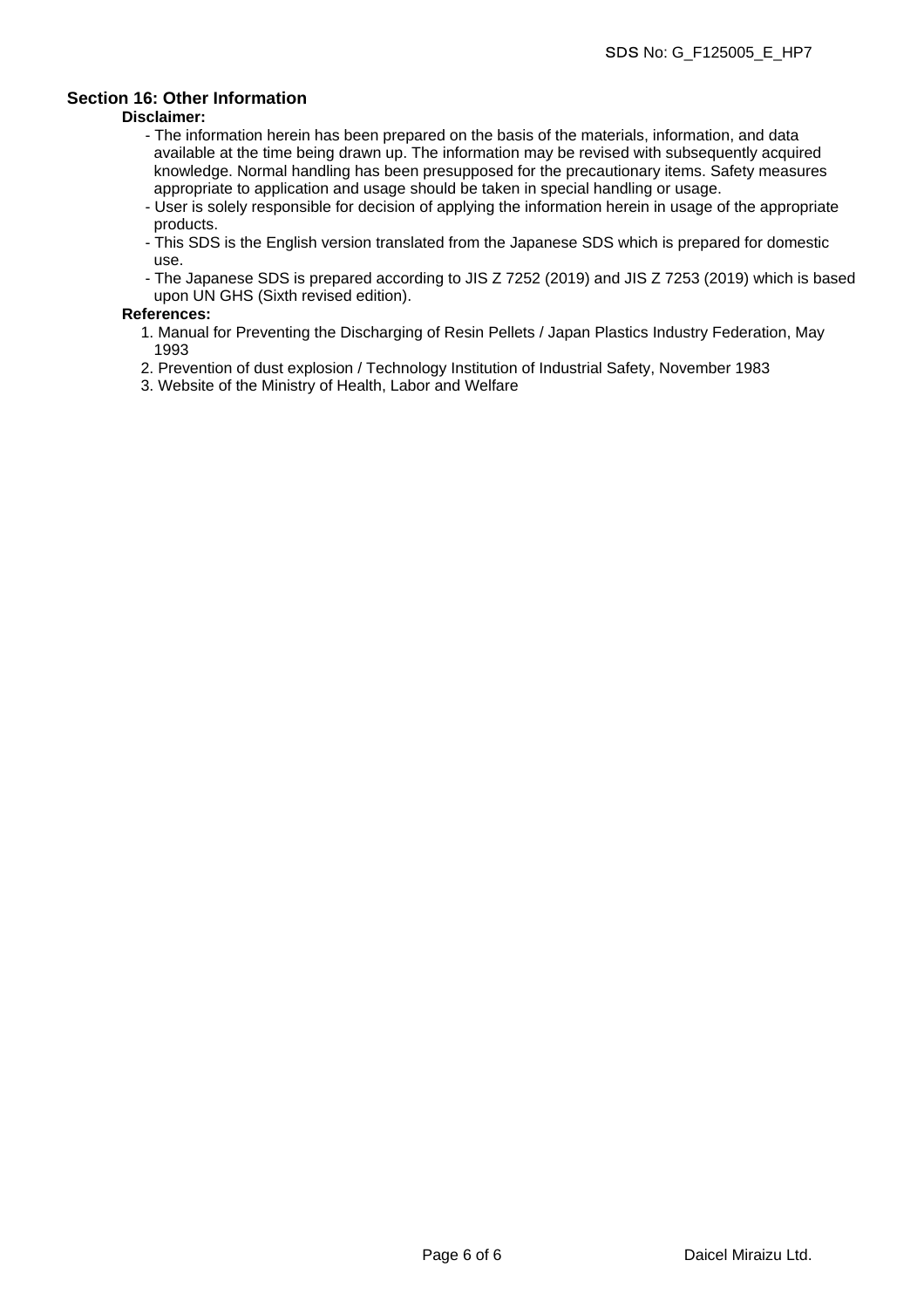## Section 16: Other Information

**Disclaimer:**

- The information herein has been prepared on the basis of the materials, information, and data available at the time being drawn up. The information may be revised with subsequently acquired knowledge. Normal handling has been presupposed for the precautionary items. Safety measures appropriate to application and usage should be taken in special handling or usage.
- User is solely responsible for decision of applying the information herein in usage of the appropriate products.
- This SDS is the English version translated from the Japanese SDS which is prepared for domestic use.
- The Japanese SDS is prepared according to JIS Z 7252 (2019) and JIS Z 7253 (2019) which is based upon UN GHS (Sixth revised edition).

**References:**

1. Manual for Preventing the Discharging of Resin Pellets / Japan Plastics Industry Federation, May 1993
2. Prevention of dust explosion / Technology Institution of Industrial Safety, November 1983
3. Website of the Ministry of Health, Labor and Welfare